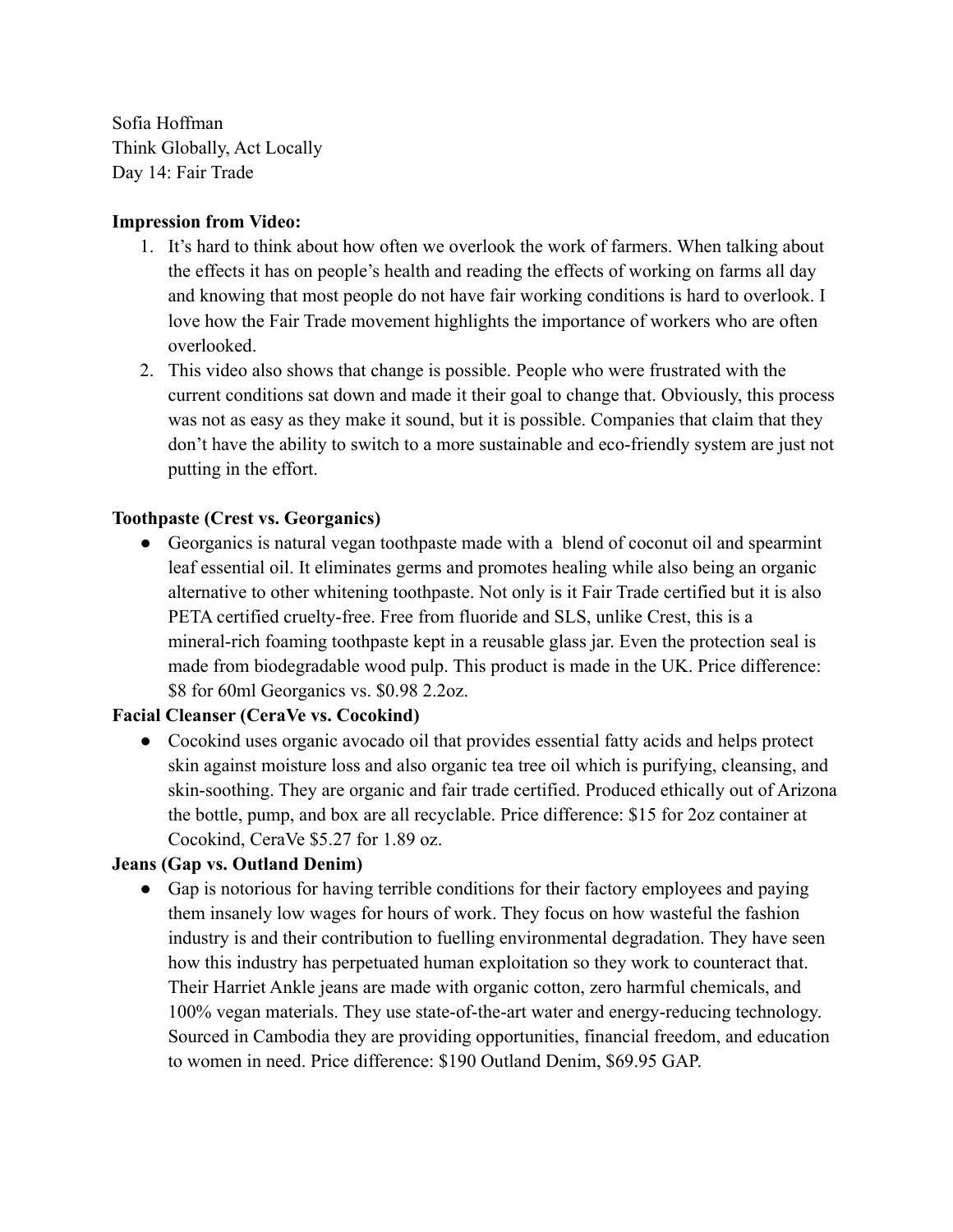Sofia Hoffman
Think Globally, Act Locally
Day 14: Fair Trade

**Impression from Video:**

1. It's hard to think about how often we overlook the work of farmers. When talking about the effects it has on people's health and reading the effects of working on farms all day and knowing that most people do not have fair working conditions is hard to overlook. I love how the Fair Trade movement highlights the importance of workers who are often overlooked.
2. This video also shows that change is possible. People who were frustrated with the current conditions sat down and made it their goal to change that. Obviously, this process was not as easy as they make it sound, but it is possible. Companies that claim that they don't have the ability to switch to a more sustainable and eco-friendly system are just not putting in the effort.

**Toothpaste (Crest vs. Georganics)**

- Georganics is natural vegan toothpaste made with a blend of coconut oil and spearmint leaf essential oil. It eliminates germs and promotes healing while also being an organic alternative to other whitening toothpaste. Not only is it Fair Trade certified but it is also PETA certified cruelty-free. Free from fluoride and SLS, unlike Crest, this is a mineral-rich foaming toothpaste kept in a reusable glass jar. Even the protection seal is made from biodegradable wood pulp. This product is made in the UK. Price difference: $8 for 60ml Georganics vs. $0.98 2.2oz.

**Facial Cleanser (CeraVe vs. Cocokind)**

- Cocokind uses organic avocado oil that provides essential fatty acids and helps protect skin against moisture loss and also organic tea tree oil which is purifying, cleansing, and skin-soothing. They are organic and fair trade certified. Produced ethically out of Arizona the bottle, pump, and box are all recyclable. Price difference: $15 for 2oz container at Cocokind, CeraVe $5.27 for 1.89 oz.

**Jeans (Gap vs. Outland Denim)**

- Gap is notorious for having terrible conditions for their factory employees and paying them insanely low wages for hours of work. They focus on how wasteful the fashion industry is and their contribution to fuelling environmental degradation. They have seen how this industry has perpetuated human exploitation so they work to counteract that. Their Harriet Ankle jeans are made with organic cotton, zero harmful chemicals, and 100% vegan materials. They use state-of-the-art water and energy-reducing technology. Sourced in Cambodia they are providing opportunities, financial freedom, and education to women in need. Price difference: $190 Outland Denim, $69.95 GAP.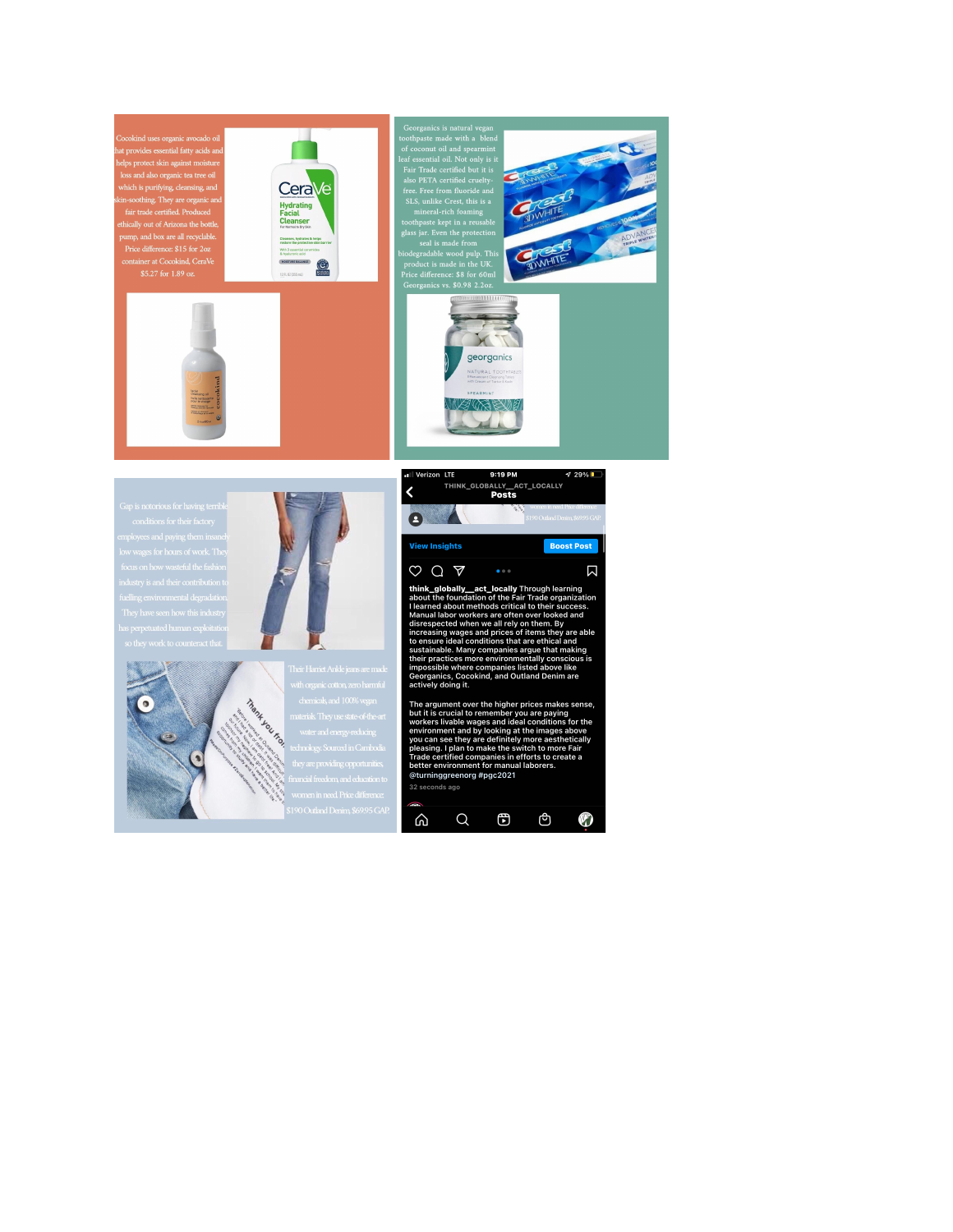Cocokind uses organic avocado oil that provides essential fatty acids and helps protect skin against moisture loss and also organic tea tree oil which is purifying, cleansing, and skin-soothing. They are organic and fair trade certified. Produced ethically out of Arizona the bottle, pump, and box are all recyclable. Price difference: $15 for 2oz container at Cocokind, CeraVe $5.27 for 1.89 oz.

Georganics is natural vegan toothpaste made with a blend of coconut oil and spearmint leaf essential oil. Not only is it Fair Trade certified but it is also PETA certified cruelty-free. Free from fluoride and SLS, unlike Crest, this is a mineral-rich foaming toothpaste kept in a reusable glass jar. Even the protection seal is made from biodegradable wood pulp. This product is made in the UK. Price difference: $8 for 60ml Georganics vs. $0.98 2.2oz.

Gap is notorious for having terrible conditions for their factory employees and paying them insanely low wages for hours of work. They focus on how wasteful the fashion industry is and their contribution to fueling environmental degradation. They have seen how this industry has perpetuated human exploitation so they work to counteract that.

Their Harriet Ankle jeans are made with organic cotton, zero harmful chemicals, and 100% vegan materials. They use state-of-the-art water and energy-reducing technology. Sourced in Cambodia they are providing opportunities, financial freedom, and education to women in need. Price difference: $190 Outland Denim, $69.95 GAP.

Verizon LTE 9:19 PM 29%

THINK_GLOBALLY__ACT_LOCALLY

Posts

View Insights

Boost Post

**think_globally__act_locally** Through learning about the foundation of the Fair Trade organization I learned about methods critical to their success. Manual labor workers are often over looked and disrespected when we all rely on them. By increasing wages and prices of items they are able to ensure ideal conditions that are ethical and sustainable. Many companies argue that making their practices more environmentally conscious is impossible where companies listed above like Georganics, Cocokind, and Outland Denim are actively doing it.

The argument over the higher prices makes sense, but it is crucial to remember you are paying workers livable wages and ideal conditions for the environment and by looking at the images above you can see they are definitely more aesthetically pleasing. I plan to make the switch to more Fair Trade certified companies in efforts to create a better environment for manual laborers. @turninggreenorg #pgc2021

32 seconds ago